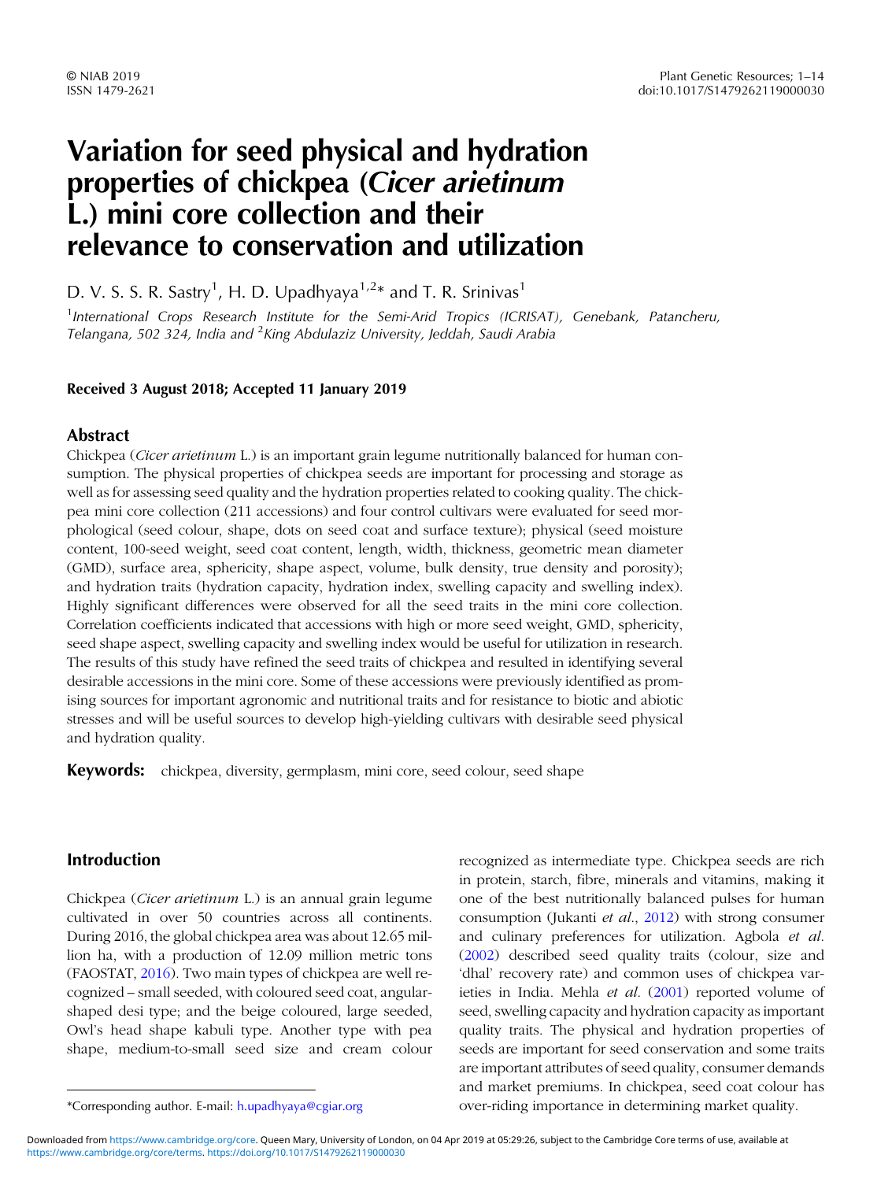# Variation for seed physical and hydration properties of chickpea (*Cicer arietinum* L.) mini core collection and their relevance to conservation and utilization

D. V. S. S. R. Sastry[1], H. D. Upadhyaya[1,2]* and T. R. Srinivas[1]

[1]International Crops Research Institute for the Semi-Arid Tropics (ICRISAT), Genebank, Patancheru, Telangana, 502 324, India and [2]King Abdulaziz University, Jeddah, Saudi Arabia

**Received 3 August 2018; Accepted 11 January 2019**

## Abstract

Chickpea (*Cicer arietinum* L.) is an important grain legume nutritionally balanced for human consumption. The physical properties of chickpea seeds are important for processing and storage as well as for assessing seed quality and the hydration properties related to cooking quality. The chickpea mini core collection (211 accessions) and four control cultivars were evaluated for seed morphological (seed colour, shape, dots on seed coat and surface texture); physical (seed moisture content, 100-seed weight, seed coat content, length, width, thickness, geometric mean diameter (GMD), surface area, sphericity, shape aspect, volume, bulk density, true density and porosity); and hydration traits (hydration capacity, hydration index, swelling capacity and swelling index). Highly significant differences were observed for all the seed traits in the mini core collection. Correlation coefficients indicated that accessions with high or more seed weight, GMD, sphericity, seed shape aspect, swelling capacity and swelling index would be useful for utilization in research. The results of this study have refined the seed traits of chickpea and resulted in identifying several desirable accessions in the mini core. Some of these accessions were previously identified as promising sources for important agronomic and nutritional traits and for resistance to biotic and abiotic stresses and will be useful sources to develop high-yielding cultivars with desirable seed physical and hydration quality.

**Keywords:** chickpea, diversity, germplasm, mini core, seed colour, seed shape

## Introduction

Chickpea (*Cicer arietinum* L.) is an annual grain legume cultivated in over 50 countries across all continents. During 2016, the global chickpea area was about 12.65 million ha, with a production of 12.09 million metric tons (FAOSTAT, 2016). Two main types of chickpea are well recognized – small seeded, with coloured seed coat, angular-shaped desi type; and the beige coloured, large seeded, Owl's head shape kabuli type. Another type with pea shape, medium-to-small seed size and cream colour recognized as intermediate type. Chickpea seeds are rich in protein, starch, fibre, minerals and vitamins, making it one of the best nutritionally balanced pulses for human consumption (Jukanti *et al*., 2012) with strong consumer and culinary preferences for utilization. Agbola *et al*. (2002) described seed quality traits (colour, size and 'dhal' recovery rate) and common uses of chickpea varieties in India. Mehla *et al*. (2001) reported volume of seed, swelling capacity and hydration capacity as important quality traits. The physical and hydration properties of seeds are important for seed conservation and some traits are important attributes of seed quality, consumer demands and market premiums. In chickpea, seed coat colour has over-riding importance in determining market quality.

*Corresponding author. E-mail: h.upadhyaya@cgiar.org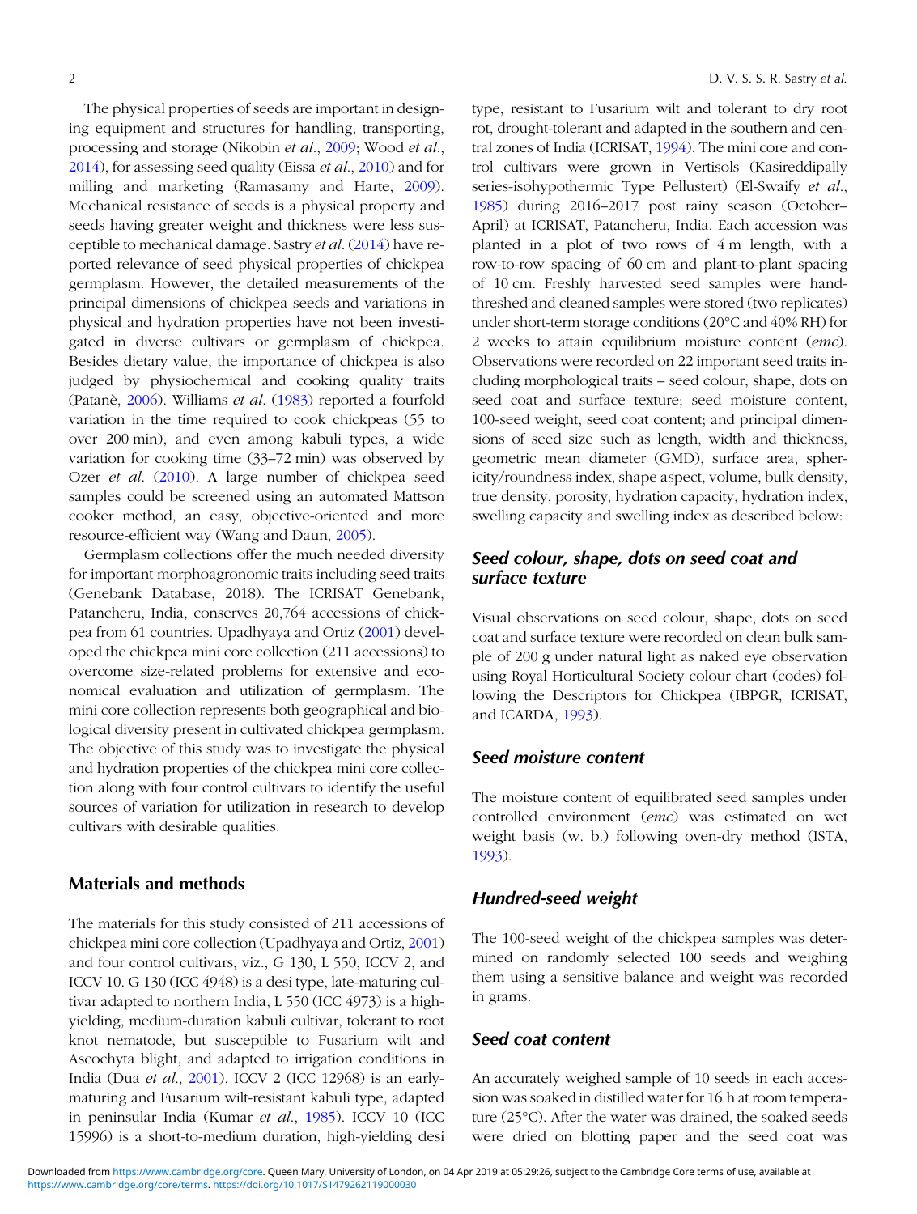The physical properties of seeds are important in designing equipment and structures for handling, transporting, processing and storage (Nikobin *et al*., 2009; Wood *et al*., 2014), for assessing seed quality (Eissa *et al*., 2010) and for milling and marketing (Ramasamy and Harte, 2009). Mechanical resistance of seeds is a physical property and seeds having greater weight and thickness were less susceptible to mechanical damage. Sastry *et al*. (2014) have reported relevance of seed physical properties of chickpea germplasm. However, the detailed measurements of the principal dimensions of chickpea seeds and variations in physical and hydration properties have not been investigated in diverse cultivars or germplasm of chickpea. Besides dietary value, the importance of chickpea is also judged by physiochemical and cooking quality traits (Patanè, 2006). Williams *et al*. (1983) reported a fourfold variation in the time required to cook chickpeas (55 to over 200 min), and even among kabuli types, a wide variation for cooking time (33–72 min) was observed by Ozer *et al*. (2010). A large number of chickpea seed samples could be screened using an automated Mattson cooker method, an easy, objective-oriented and more resource-efficient way (Wang and Daun, 2005).

Germplasm collections offer the much needed diversity for important morphoagronomic traits including seed traits (Genebank Database, 2018). The ICRISAT Genebank, Patancheru, India, conserves 20,764 accessions of chickpea from 61 countries. Upadhyaya and Ortiz (2001) developed the chickpea mini core collection (211 accessions) to overcome size-related problems for extensive and economical evaluation and utilization of germplasm. The mini core collection represents both geographical and biological diversity present in cultivated chickpea germplasm. The objective of this study was to investigate the physical and hydration properties of the chickpea mini core collection along with four control cultivars to identify the useful sources of variation for utilization in research to develop cultivars with desirable qualities.

## Materials and methods

The materials for this study consisted of 211 accessions of chickpea mini core collection (Upadhyaya and Ortiz, 2001) and four control cultivars, viz., G 130, L 550, ICCV 2, and ICCV 10. G 130 (ICC 4948) is a desi type, late-maturing cultivar adapted to northern India, L 550 (ICC 4973) is a high-yielding, medium-duration kabuli cultivar, tolerant to root knot nematode, but susceptible to Fusarium wilt and Ascochyta blight, and adapted to irrigation conditions in India (Dua *et al*., 2001). ICCV 2 (ICC 12968) is an early-maturing and Fusarium wilt-resistant kabuli type, adapted in peninsular India (Kumar *et al*., 1985). ICCV 10 (ICC 15996) is a short-to-medium duration, high-yielding desi type, resistant to Fusarium wilt and tolerant to dry root rot, drought-tolerant and adapted in the southern and central zones of India (ICRISAT, 1994). The mini core and control cultivars were grown in Vertisols (Kasireddipally series-isohypothermic Type Pellustert) (El-Swaify *et al*., 1985) during 2016–2017 post rainy season (October–April) at ICRISAT, Patancheru, India. Each accession was planted in a plot of two rows of 4 m length, with a row-to-row spacing of 60 cm and plant-to-plant spacing of 10 cm. Freshly harvested seed samples were hand-threshed and cleaned samples were stored (two replicates) under short-term storage conditions (20°C and 40% RH) for 2 weeks to attain equilibrium moisture content (*emc*). Observations were recorded on 22 important seed traits including morphological traits – seed colour, shape, dots on seed coat and surface texture; seed moisture content, 100-seed weight, seed coat content; and principal dimensions of seed size such as length, width and thickness, geometric mean diameter (GMD), surface area, sphericity/roundness index, shape aspect, volume, bulk density, true density, porosity, hydration capacity, hydration index, swelling capacity and swelling index as described below:

### Seed colour, shape, dots on seed coat and surface texture

Visual observations on seed colour, shape, dots on seed coat and surface texture were recorded on clean bulk sample of 200 g under natural light as naked eye observation using Royal Horticultural Society colour chart (codes) following the Descriptors for Chickpea (IBPGR, ICRISAT, and ICARDA, 1993).

### Seed moisture content

The moisture content of equilibrated seed samples under controlled environment (*emc*) was estimated on wet weight basis (w. b.) following oven-dry method (ISTA, 1993).

### Hundred-seed weight

The 100-seed weight of the chickpea samples was determined on randomly selected 100 seeds and weighing them using a sensitive balance and weight was recorded in grams.

### Seed coat content

An accurately weighed sample of 10 seeds in each accession was soaked in distilled water for 16 h at room temperature (25°C). After the water was drained, the soaked seeds were dried on blotting paper and the seed coat was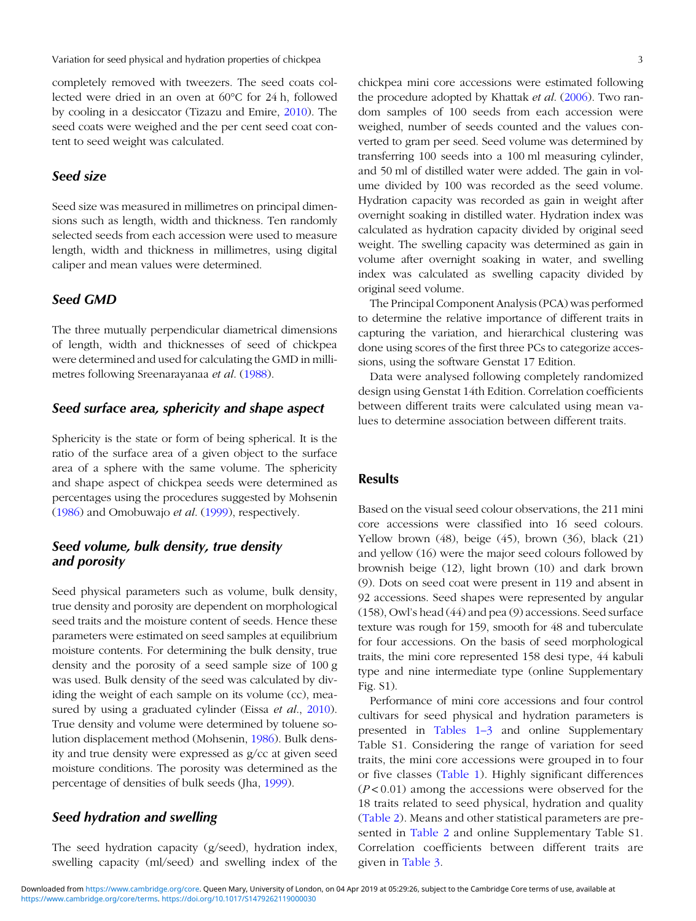completely removed with tweezers. The seed coats collected were dried in an oven at 60°C for 24 h, followed by cooling in a desiccator (Tizazu and Emire, 2010). The seed coats were weighed and the per cent seed coat content to seed weight was calculated.

### Seed size

Seed size was measured in millimetres on principal dimensions such as length, width and thickness. Ten randomly selected seeds from each accession were used to measure length, width and thickness in millimetres, using digital caliper and mean values were determined.

### Seed GMD

The three mutually perpendicular diametrical dimensions of length, width and thicknesses of seed of chickpea were determined and used for calculating the GMD in millimetres following Sreenarayanaa *et al*. (1988).

### Seed surface area, sphericity and shape aspect

Sphericity is the state or form of being spherical. It is the ratio of the surface area of a given object to the surface area of a sphere with the same volume. The sphericity and shape aspect of chickpea seeds were determined as percentages using the procedures suggested by Mohsenin (1986) and Omobuwajo *et al*. (1999), respectively.

### Seed volume, bulk density, true density and porosity

Seed physical parameters such as volume, bulk density, true density and porosity are dependent on morphological seed traits and the moisture content of seeds. Hence these parameters were estimated on seed samples at equilibrium moisture contents. For determining the bulk density, true density and the porosity of a seed sample size of 100 g was used. Bulk density of the seed was calculated by dividing the weight of each sample on its volume (cc), measured by using a graduated cylinder (Eissa *et al*., 2010). True density and volume were determined by toluene solution displacement method (Mohsenin, 1986). Bulk density and true density were expressed as g/cc at given seed moisture conditions. The porosity was determined as the percentage of densities of bulk seeds (Jha, 1999).

### Seed hydration and swelling

The seed hydration capacity (g/seed), hydration index, swelling capacity (ml/seed) and swelling index of the chickpea mini core accessions were estimated following the procedure adopted by Khattak *et al*. (2006). Two random samples of 100 seeds from each accession were weighed, number of seeds counted and the values converted to gram per seed. Seed volume was determined by transferring 100 seeds into a 100 ml measuring cylinder, and 50 ml of distilled water were added. The gain in volume divided by 100 was recorded as the seed volume. Hydration capacity was recorded as gain in weight after overnight soaking in distilled water. Hydration index was calculated as hydration capacity divided by original seed weight. The swelling capacity was determined as gain in volume after overnight soaking in water, and swelling index was calculated as swelling capacity divided by original seed volume.

The Principal Component Analysis (PCA) was performed to determine the relative importance of different traits in capturing the variation, and hierarchical clustering was done using scores of the first three PCs to categorize accessions, using the software Genstat 17 Edition.

Data were analysed following completely randomized design using Genstat 14th Edition. Correlation coefficients between different traits were calculated using mean values to determine association between different traits.

## Results

Based on the visual seed colour observations, the 211 mini core accessions were classified into 16 seed colours. Yellow brown (48), beige (45), brown (36), black (21) and yellow (16) were the major seed colours followed by brownish beige (12), light brown (10) and dark brown (9). Dots on seed coat were present in 119 and absent in 92 accessions. Seed shapes were represented by angular (158), Owl's head (44) and pea (9) accessions. Seed surface texture was rough for 159, smooth for 48 and tuberculate for four accessions. On the basis of seed morphological traits, the mini core represented 158 desi type, 44 kabuli type and nine intermediate type (online Supplementary Fig. S1).

Performance of mini core accessions and four control cultivars for seed physical and hydration parameters is presented in Tables 1–3 and online Supplementary Table S1. Considering the range of variation for seed traits, the mini core accessions were grouped in to four or five classes (Table 1). Highly significant differences ($P < 0.01$) among the accessions were observed for the 18 traits related to seed physical, hydration and quality (Table 2). Means and other statistical parameters are presented in Table 2 and online Supplementary Table S1. Correlation coefficients between different traits are given in Table 3.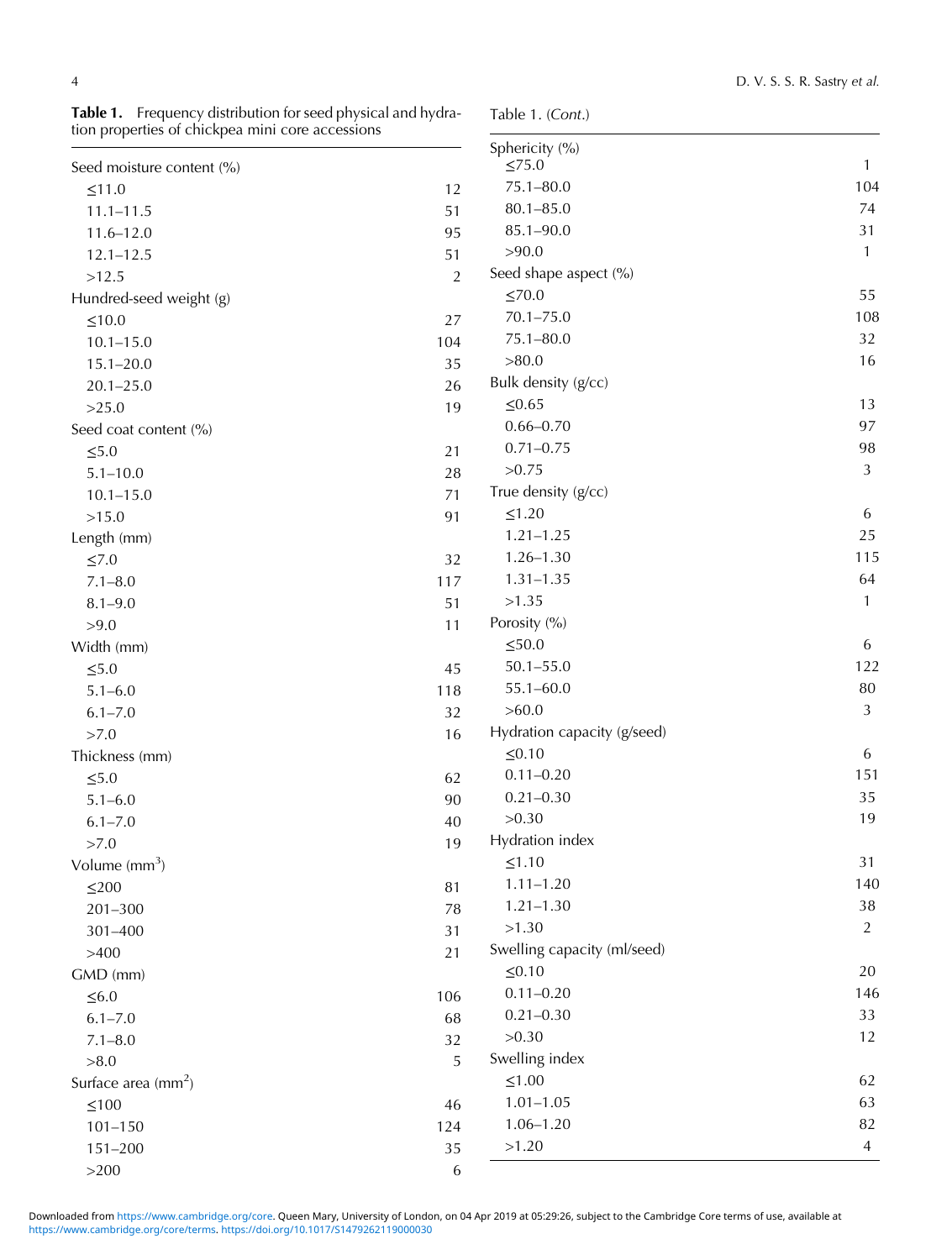**Table 1.** Frequency distribution for seed physical and hydration properties of chickpea mini core accessions

| | |
|---|---|
| Seed moisture content (%) | |
| ≤11.0 | 12 |
| 11.1–11.5 | 51 |
| 11.6–12.0 | 95 |
| 12.1–12.5 | 51 |
| >12.5 | 2 |
| Hundred-seed weight (g) | |
| ≤10.0 | 27 |
| 10.1–15.0 | 104 |
| 15.1–20.0 | 35 |
| 20.1–25.0 | 26 |
| >25.0 | 19 |
| Seed coat content (%) | |
| ≤5.0 | 21 |
| 5.1–10.0 | 28 |
| 10.1–15.0 | 71 |
| >15.0 | 91 |
| Length (mm) | |
| ≤7.0 | 32 |
| 7.1–8.0 | 117 |
| 8.1–9.0 | 51 |
| >9.0 | 11 |
| Width (mm) | |
| ≤5.0 | 45 |
| 5.1–6.0 | 118 |
| 6.1–7.0 | 32 |
| >7.0 | 16 |
| Thickness (mm) | |
| ≤5.0 | 62 |
| 5.1–6.0 | 90 |
| 6.1–7.0 | 40 |
| >7.0 | 19 |
| Volume ($mm^3$) | |
| ≤200 | 81 |
| 201–300 | 78 |
| 301–400 | 31 |
| >400 | 21 |
| GMD (mm) | |
| ≤6.0 | 106 |
| 6.1–7.0 | 68 |
| 7.1–8.0 | 32 |
| >8.0 | 5 |
| Surface area ($mm^2$) | |
| ≤100 | 46 |
| 101–150 | 124 |
| 151–200 | 35 |
| >200 | 6 |
| Sphericity (%) | |
| ≤75.0 | 1 |
| 75.1–80.0 | 104 |
| 80.1–85.0 | 74 |
| 85.1–90.0 | 31 |
| >90.0 | 1 |
| Seed shape aspect (%) | |
| ≤70.0 | 55 |
| 70.1–75.0 | 108 |
| 75.1–80.0 | 32 |
| >80.0 | 16 |
| Bulk density (g/cc) | |
| ≤0.65 | 13 |
| 0.66–0.70 | 97 |
| 0.71–0.75 | 98 |
| >0.75 | 3 |
| True density (g/cc) | |
| ≤1.20 | 6 |
| 1.21–1.25 | 25 |
| 1.26–1.30 | 115 |
| 1.31–1.35 | 64 |
| >1.35 | 1 |
| Porosity (%) | |
| ≤50.0 | 6 |
| 50.1–55.0 | 122 |
| 55.1–60.0 | 80 |
| >60.0 | 3 |
| Hydration capacity (g/seed) | |
| ≤0.10 | 6 |
| 0.11–0.20 | 151 |
| 0.21–0.30 | 35 |
| >0.30 | 19 |
| Hydration index | |
| ≤1.10 | 31 |
| 1.11–1.20 | 140 |
| 1.21–1.30 | 38 |
| >1.30 | 2 |
| Swelling capacity (ml/seed) | |
| ≤0.10 | 20 |
| 0.11–0.20 | 146 |
| 0.21–0.30 | 33 |
| >0.30 | 12 |
| Swelling index | |
| ≤1.00 | 62 |
| 1.01–1.05 | 63 |
| 1.06–1.20 | 82 |
| >1.20 | 4 |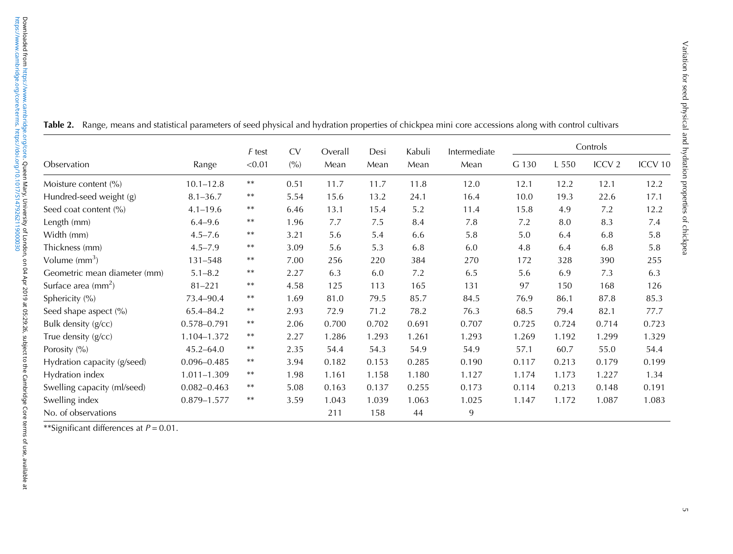**Table 2.** Range, means and statistical parameters of seed physical and hydration properties of chickpea mini core accessions along with control cultivars

| Observation | Range | *F* test <0.01 | CV (%) | Overall Mean | Desi Mean | Kabuli Mean | Intermediate Mean | Controls | | | |
|---|---|---|---|---|---|---|---|---|---|---|---|
| | | | | | | | | G 130 | L 550 | ICCV 2 | ICCV 10 |
| Moisture content (%) | 10.1–12.8 | ** | 0.51 | 11.7 | 11.7 | 11.8 | 12.0 | 12.1 | 12.2 | 12.1 | 12.2 |
| Hundred-seed weight (g) | 8.1–36.7 | ** | 5.54 | 15.6 | 13.2 | 24.1 | 16.4 | 10.0 | 19.3 | 22.6 | 17.1 |
| Seed coat content (%) | 4.1–19.6 | ** | 6.46 | 13.1 | 15.4 | 5.2 | 11.4 | 15.8 | 4.9 | 7.2 | 12.2 |
| Length (mm) | 6.4–9.6 | ** | 1.96 | 7.7 | 7.5 | 8.4 | 7.8 | 7.2 | 8.0 | 8.3 | 7.4 |
| Width (mm) | 4.5–7.6 | ** | 3.21 | 5.6 | 5.4 | 6.6 | 5.8 | 5.0 | 6.4 | 6.8 | 5.8 |
| Thickness (mm) | 4.5–7.9 | ** | 3.09 | 5.6 | 5.3 | 6.8 | 6.0 | 4.8 | 6.4 | 6.8 | 5.8 |
| Volume ($mm^3$) | 131–548 | ** | 7.00 | 256 | 220 | 384 | 270 | 172 | 328 | 390 | 255 |
| Geometric mean diameter (mm) | 5.1–8.2 | ** | 2.27 | 6.3 | 6.0 | 7.2 | 6.5 | 5.6 | 6.9 | 7.3 | 6.3 |
| Surface area ($mm^2$) | 81–221 | ** | 4.58 | 125 | 113 | 165 | 131 | 97 | 150 | 168 | 126 |
| Sphericity (%) | 73.4–90.4 | ** | 1.69 | 81.0 | 79.5 | 85.7 | 84.5 | 76.9 | 86.1 | 87.8 | 85.3 |
| Seed shape aspect (%) | 65.4–84.2 | ** | 2.93 | 72.9 | 71.2 | 78.2 | 76.3 | 68.5 | 79.4 | 82.1 | 77.7 |
| Bulk density (g/cc) | 0.578–0.791 | ** | 2.06 | 0.700 | 0.702 | 0.691 | 0.707 | 0.725 | 0.724 | 0.714 | 0.723 |
| True density (g/cc) | 1.104–1.372 | ** | 2.27 | 1.286 | 1.293 | 1.261 | 1.293 | 1.269 | 1.192 | 1.299 | 1.329 |
| Porosity (%) | 45.2–64.0 | ** | 2.35 | 54.4 | 54.3 | 54.9 | 54.9 | 57.1 | 60.7 | 55.0 | 54.4 |
| Hydration capacity (g/seed) | 0.096–0.485 | ** | 3.94 | 0.182 | 0.153 | 0.285 | 0.190 | 0.117 | 0.213 | 0.179 | 0.199 |
| Hydration index | 1.011–1.309 | ** | 1.98 | 1.161 | 1.158 | 1.180 | 1.127 | 1.174 | 1.173 | 1.227 | 1.34 |
| Swelling capacity (ml/seed) | 0.082–0.463 | ** | 5.08 | 0.163 | 0.137 | 0.255 | 0.173 | 0.114 | 0.213 | 0.148 | 0.191 |
| Swelling index | 0.879–1.577 | ** | 3.59 | 1.043 | 1.039 | 1.063 | 1.025 | 1.147 | 1.172 | 1.087 | 1.083 |
| No. of observations | | | | 211 | 158 | 44 | 9 | | | | |

**Significant differences at $P = 0.01$.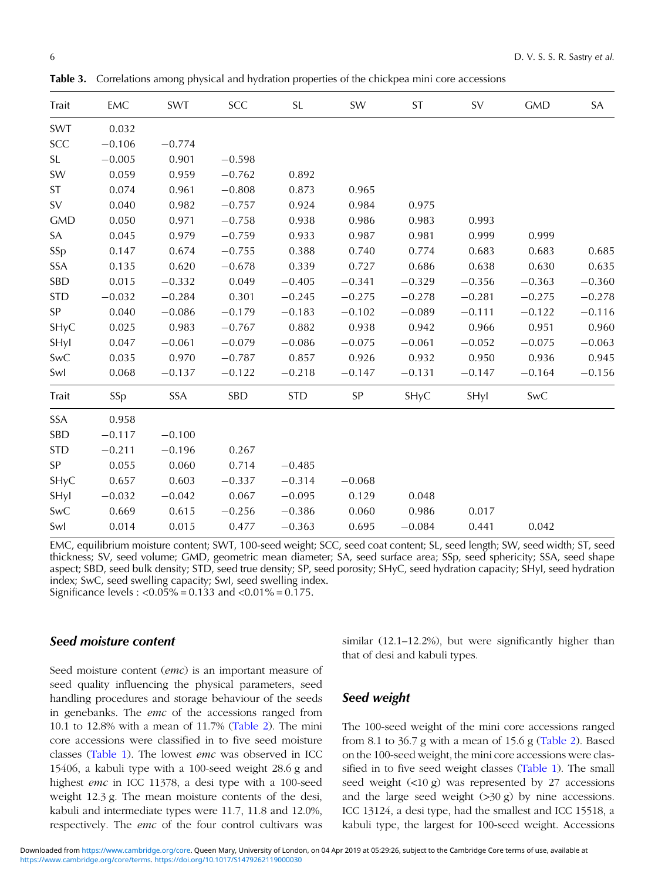**Table 3.** Correlations among physical and hydration properties of the chickpea mini core accessions

| Trait | EMC | SWT | SCC | SL | SW | ST | SV | GMD | SA |
|---|---|---|---|---|---|---|---|---|---|
| SWT | 0.032 | | | | | | | | |
| SCC | −0.106 | −0.774 | | | | | | | |
| SL | −0.005 | 0.901 | −0.598 | | | | | | |
| SW | 0.059 | 0.959 | −0.762 | 0.892 | | | | | |
| ST | 0.074 | 0.961 | −0.808 | 0.873 | 0.965 | | | | |
| SV | 0.040 | 0.982 | −0.757 | 0.924 | 0.984 | 0.975 | | | |
| GMD | 0.050 | 0.971 | −0.758 | 0.938 | 0.986 | 0.983 | 0.993 | | |
| SA | 0.045 | 0.979 | −0.759 | 0.933 | 0.987 | 0.981 | 0.999 | 0.999 | |
| SSp | 0.147 | 0.674 | −0.755 | 0.388 | 0.740 | 0.774 | 0.683 | 0.683 | 0.685 |
| SSA | 0.135 | 0.620 | −0.678 | 0.339 | 0.727 | 0.686 | 0.638 | 0.630 | 0.635 |
| SBD | 0.015 | −0.332 | 0.049 | −0.405 | −0.341 | −0.329 | −0.356 | −0.363 | −0.360 |
| STD | −0.032 | −0.284 | 0.301 | −0.245 | −0.275 | −0.278 | −0.281 | −0.275 | −0.278 |
| SP | 0.040 | −0.086 | −0.179 | −0.183 | −0.102 | −0.089 | −0.111 | −0.122 | −0.116 |
| SHyC | 0.025 | 0.983 | −0.767 | 0.882 | 0.938 | 0.942 | 0.966 | 0.951 | 0.960 |
| SHyI | 0.047 | −0.061 | −0.079 | −0.086 | −0.075 | −0.061 | −0.052 | −0.075 | −0.063 |
| SwC | 0.035 | 0.970 | −0.787 | 0.857 | 0.926 | 0.932 | 0.950 | 0.936 | 0.945 |
| SwI | 0.068 | −0.137 | −0.122 | −0.218 | −0.147 | −0.131 | −0.147 | −0.164 | −0.156 |
| **Trait** | **SSp** | **SSA** | **SBD** | **STD** | **SP** | **SHyC** | **SHyI** | **SwC** | |
| SSA | 0.958 | | | | | | | | |
| SBD | −0.117 | −0.100 | | | | | | | |
| STD | −0.211 | −0.196 | 0.267 | | | | | | |
| SP | 0.055 | 0.060 | 0.714 | −0.485 | | | | | |
| SHyC | 0.657 | 0.603 | −0.337 | −0.314 | −0.068 | | | | |
| SHyI | −0.032 | −0.042 | 0.067 | −0.095 | 0.129 | 0.048 | | | |
| SwC | 0.669 | 0.615 | −0.256 | −0.386 | 0.060 | 0.986 | 0.017 | | |
| SwI | 0.014 | 0.015 | 0.477 | −0.363 | 0.695 | −0.084 | 0.441 | 0.042 | |

EMC, equilibrium moisture content; SWT, 100-seed weight; SCC, seed coat content; SL, seed length; SW, seed width; ST, seed thickness; SV, seed volume; GMD, geometric mean diameter; SA, seed surface area; SSp, seed sphericity; SSA, seed shape aspect; SBD, seed bulk density; STD, seed true density; SP, seed porosity; SHyC, seed hydration capacity; SHyI, seed hydration index; SwC, seed swelling capacity; SwI, seed swelling index.
Significance levels : <0.05% = 0.133 and <0.01% = 0.175.

### Seed moisture content

Seed moisture content (*emc*) is an important measure of seed quality influencing the physical parameters, seed handling procedures and storage behaviour of the seeds in genebanks. The *emc* of the accessions ranged from 10.1 to 12.8% with a mean of 11.7% (Table 2). The mini core accessions were classified in to five seed moisture classes (Table 1). The lowest *emc* was observed in ICC 15406, a kabuli type with a 100-seed weight 28.6 g and highest *emc* in ICC 11378, a desi type with a 100-seed weight 12.3 g. The mean moisture contents of the desi, kabuli and intermediate types were 11.7, 11.8 and 12.0%, respectively. The *emc* of the four control cultivars was similar (12.1–12.2%), but were significantly higher than that of desi and kabuli types.

### Seed weight

The 100-seed weight of the mini core accessions ranged from 8.1 to 36.7 g with a mean of 15.6 g (Table 2). Based on the 100-seed weight, the mini core accessions were classified in to five seed weight classes (Table 1). The small seed weight (<10 g) was represented by 27 accessions and the large seed weight (>30 g) by nine accessions. ICC 13124, a desi type, had the smallest and ICC 15518, a kabuli type, the largest for 100-seed weight. Accessions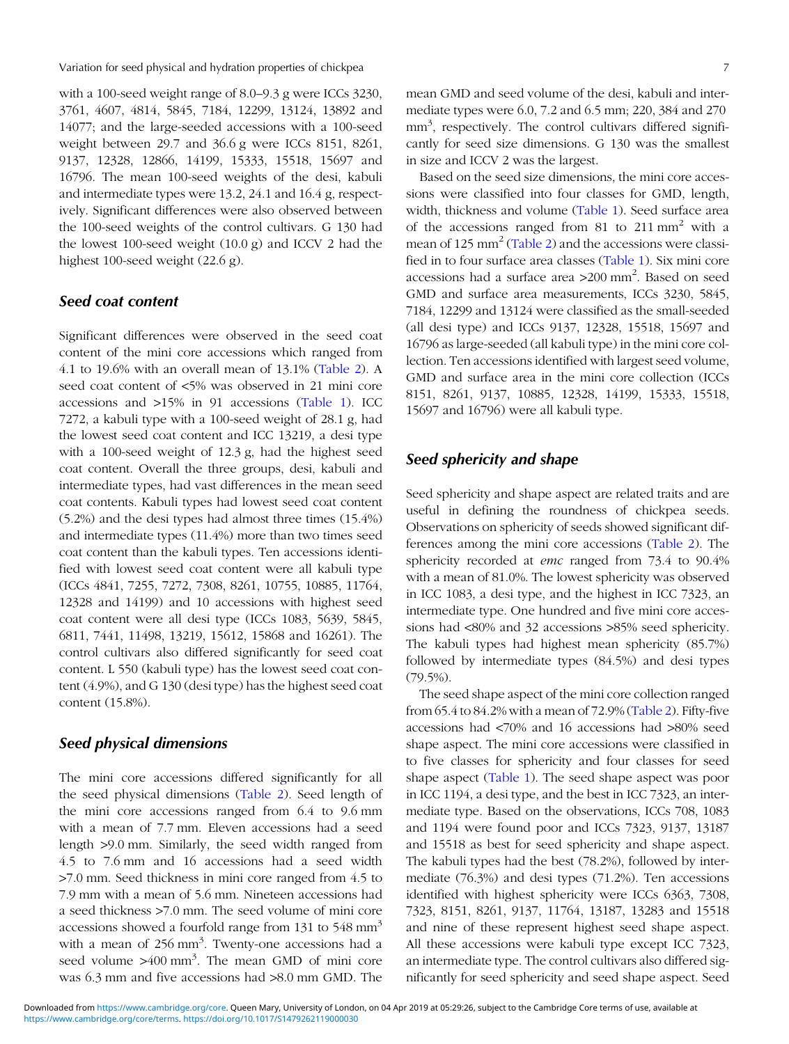with a 100-seed weight range of 8.0–9.3 g were ICCs 3230, 3761, 4607, 4814, 5845, 7184, 12299, 13124, 13892 and 14077; and the large-seeded accessions with a 100-seed weight between 29.7 and 36.6 g were ICCs 8151, 8261, 9137, 12328, 12866, 14199, 15333, 15518, 15697 and 16796. The mean 100-seed weights of the desi, kabuli and intermediate types were 13.2, 24.1 and 16.4 g, respectively. Significant differences were also observed between the 100-seed weights of the control cultivars. G 130 had the lowest 100-seed weight (10.0 g) and ICCV 2 had the highest 100-seed weight (22.6 g).

## Seed coat content

Significant differences were observed in the seed coat content of the mini core accessions which ranged from 4.1 to 19.6% with an overall mean of 13.1% (Table 2). A seed coat content of <5% was observed in 21 mini core accessions and >15% in 91 accessions (Table 1). ICC 7272, a kabuli type with a 100-seed weight of 28.1 g, had the lowest seed coat content and ICC 13219, a desi type with a 100-seed weight of 12.3 g, had the highest seed coat content. Overall the three groups, desi, kabuli and intermediate types, had vast differences in the mean seed coat contents. Kabuli types had lowest seed coat content (5.2%) and the desi types had almost three times (15.4%) and intermediate types (11.4%) more than two times seed coat content than the kabuli types. Ten accessions identified with lowest seed coat content were all kabuli type (ICCs 4841, 7255, 7272, 7308, 8261, 10755, 10885, 11764, 12328 and 14199) and 10 accessions with highest seed coat content were all desi type (ICCs 1083, 5639, 5845, 6811, 7441, 11498, 13219, 15612, 15868 and 16261). The control cultivars also differed significantly for seed coat content. L 550 (kabuli type) has the lowest seed coat content (4.9%), and G 130 (desi type) has the highest seed coat content (15.8%).

## Seed physical dimensions

The mini core accessions differed significantly for all the seed physical dimensions (Table 2). Seed length of the mini core accessions ranged from 6.4 to 9.6 mm with a mean of 7.7 mm. Eleven accessions had a seed length >9.0 mm. Similarly, the seed width ranged from 4.5 to 7.6 mm and 16 accessions had a seed width >7.0 mm. Seed thickness in mini core ranged from 4.5 to 7.9 mm with a mean of 5.6 mm. Nineteen accessions had a seed thickness >7.0 mm. The seed volume of mini core accessions showed a fourfold range from 131 to 548 $mm^3$ with a mean of 256 $mm^3$. Twenty-one accessions had a seed volume >400 $mm^3$. The mean GMD of mini core was 6.3 mm and five accessions had >8.0 mm GMD. The mean GMD and seed volume of the desi, kabuli and intermediate types were 6.0, 7.2 and 6.5 mm; 220, 384 and 270 $mm^3$, respectively. The control cultivars differed significantly for seed size dimensions. G 130 was the smallest in size and ICCV 2 was the largest.

Based on the seed size dimensions, the mini core accessions were classified into four classes for GMD, length, width, thickness and volume (Table 1). Seed surface area of the accessions ranged from 81 to 211 $mm^2$ with a mean of 125 $mm^2$ (Table 2) and the accessions were classified in to four surface area classes (Table 1). Six mini core accessions had a surface area >200 $mm^2$. Based on seed GMD and surface area measurements, ICCs 3230, 5845, 7184, 12299 and 13124 were classified as the small-seeded (all desi type) and ICCs 9137, 12328, 15518, 15697 and 16796 as large-seeded (all kabuli type) in the mini core collection. Ten accessions identified with largest seed volume, GMD and surface area in the mini core collection (ICCs 8151, 8261, 9137, 10885, 12328, 14199, 15333, 15518, 15697 and 16796) were all kabuli type.

## Seed sphericity and shape

Seed sphericity and shape aspect are related traits and are useful in defining the roundness of chickpea seeds. Observations on sphericity of seeds showed significant differences among the mini core accessions (Table 2). The sphericity recorded at *emc* ranged from 73.4 to 90.4% with a mean of 81.0%. The lowest sphericity was observed in ICC 1083, a desi type, and the highest in ICC 7323, an intermediate type. One hundred and five mini core accessions had <80% and 32 accessions >85% seed sphericity. The kabuli types had highest mean sphericity (85.7%) followed by intermediate types (84.5%) and desi types (79.5%).

The seed shape aspect of the mini core collection ranged from 65.4 to 84.2% with a mean of 72.9% (Table 2). Fifty-five accessions had <70% and 16 accessions had >80% seed shape aspect. The mini core accessions were classified in to five classes for sphericity and four classes for seed shape aspect (Table 1). The seed shape aspect was poor in ICC 1194, a desi type, and the best in ICC 7323, an intermediate type. Based on the observations, ICCs 708, 1083 and 1194 were found poor and ICCs 7323, 9137, 13187 and 15518 as best for seed sphericity and shape aspect. The kabuli types had the best (78.2%), followed by intermediate (76.3%) and desi types (71.2%). Ten accessions identified with highest sphericity were ICCs 6363, 7308, 7323, 8151, 8261, 9137, 11764, 13187, 13283 and 15518 and nine of these represent highest seed shape aspect. All these accessions were kabuli type except ICC 7323, an intermediate type. The control cultivars also differed significantly for seed sphericity and seed shape aspect. Seed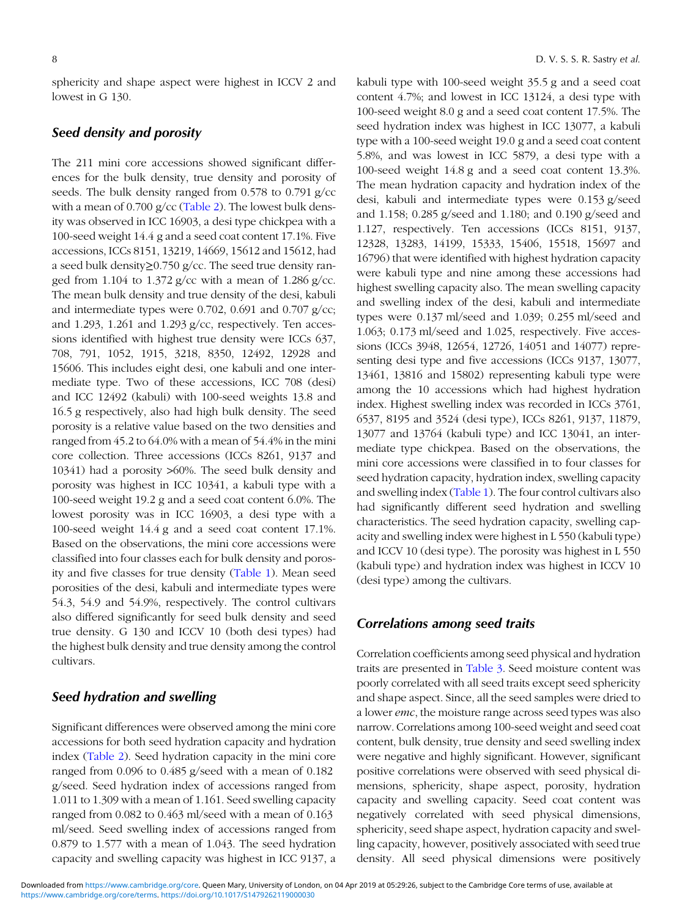sphericity and shape aspect were highest in ICCV 2 and lowest in G 130.

## Seed density and porosity

The 211 mini core accessions showed significant differences for the bulk density, true density and porosity of seeds. The bulk density ranged from 0.578 to 0.791 g/cc with a mean of 0.700 g/cc (Table 2). The lowest bulk density was observed in ICC 16903, a desi type chickpea with a 100-seed weight 14.4 g and a seed coat content 17.1%. Five accessions, ICCs 8151, 13219, 14669, 15612 and 15612, had a seed bulk density≥0.750 g/cc. The seed true density ranged from 1.104 to 1.372 g/cc with a mean of 1.286 g/cc. The mean bulk density and true density of the desi, kabuli and intermediate types were 0.702, 0.691 and 0.707 g/cc; and 1.293, 1.261 and 1.293 g/cc, respectively. Ten accessions identified with highest true density were ICCs 637, 708, 791, 1052, 1915, 3218, 8350, 12492, 12928 and 15606. This includes eight desi, one kabuli and one intermediate type. Two of these accessions, ICC 708 (desi) and ICC 12492 (kabuli) with 100-seed weights 13.8 and 16.5 g respectively, also had high bulk density. The seed porosity is a relative value based on the two densities and ranged from 45.2 to 64.0% with a mean of 54.4% in the mini core collection. Three accessions (ICCs 8261, 9137 and 10341) had a porosity >60%. The seed bulk density and porosity was highest in ICC 10341, a kabuli type with a 100-seed weight 19.2 g and a seed coat content 6.0%. The lowest porosity was in ICC 16903, a desi type with a 100-seed weight 14.4 g and a seed coat content 17.1%. Based on the observations, the mini core accessions were classified into four classes each for bulk density and porosity and five classes for true density (Table 1). Mean seed porosities of the desi, kabuli and intermediate types were 54.3, 54.9 and 54.9%, respectively. The control cultivars also differed significantly for seed bulk density and seed true density. G 130 and ICCV 10 (both desi types) had the highest bulk density and true density among the control cultivars.

## Seed hydration and swelling

Significant differences were observed among the mini core accessions for both seed hydration capacity and hydration index (Table 2). Seed hydration capacity in the mini core ranged from 0.096 to 0.485 g/seed with a mean of 0.182 g/seed. Seed hydration index of accessions ranged from 1.011 to 1.309 with a mean of 1.161. Seed swelling capacity ranged from 0.082 to 0.463 ml/seed with a mean of 0.163 ml/seed. Seed swelling index of accessions ranged from 0.879 to 1.577 with a mean of 1.043. The seed hydration capacity and swelling capacity was highest in ICC 9137, a kabuli type with 100-seed weight 35.5 g and a seed coat content 4.7%; and lowest in ICC 13124, a desi type with 100-seed weight 8.0 g and a seed coat content 17.5%. The seed hydration index was highest in ICC 13077, a kabuli type with a 100-seed weight 19.0 g and a seed coat content 5.8%, and was lowest in ICC 5879, a desi type with a 100-seed weight 14.8 g and a seed coat content 13.3%. The mean hydration capacity and hydration index of the desi, kabuli and intermediate types were 0.153 g/seed and 1.158; 0.285 g/seed and 1.180; and 0.190 g/seed and 1.127, respectively. Ten accessions (ICCs 8151, 9137, 12328, 13283, 14199, 15333, 15406, 15518, 15697 and 16796) that were identified with highest hydration capacity were kabuli type and nine among these accessions had highest swelling capacity also. The mean swelling capacity and swelling index of the desi, kabuli and intermediate types were 0.137 ml/seed and 1.039; 0.255 ml/seed and 1.063; 0.173 ml/seed and 1.025, respectively. Five accessions (ICCs 3948, 12654, 12726, 14051 and 14077) representing desi type and five accessions (ICCs 9137, 13077, 13461, 13816 and 15802) representing kabuli type were among the 10 accessions which had highest hydration index. Highest swelling index was recorded in ICCs 3761, 6537, 8195 and 3524 (desi type), ICCs 8261, 9137, 11879, 13077 and 13764 (kabuli type) and ICC 13041, an intermediate type chickpea. Based on the observations, the mini core accessions were classified in to four classes for seed hydration capacity, hydration index, swelling capacity and swelling index (Table 1). The four control cultivars also had significantly different seed hydration and swelling characteristics. The seed hydration capacity, swelling capacity and swelling index were highest in L 550 (kabuli type) and ICCV 10 (desi type). The porosity was highest in L 550 (kabuli type) and hydration index was highest in ICCV 10 (desi type) among the cultivars.

## Correlations among seed traits

Correlation coefficients among seed physical and hydration traits are presented in Table 3. Seed moisture content was poorly correlated with all seed traits except seed sphericity and shape aspect. Since, all the seed samples were dried to a lower *emc*, the moisture range across seed types was also narrow. Correlations among 100-seed weight and seed coat content, bulk density, true density and seed swelling index were negative and highly significant. However, significant positive correlations were observed with seed physical dimensions, sphericity, shape aspect, porosity, hydration capacity and swelling capacity. Seed coat content was negatively correlated with seed physical dimensions, sphericity, seed shape aspect, hydration capacity and swelling capacity, however, positively associated with seed true density. All seed physical dimensions were positively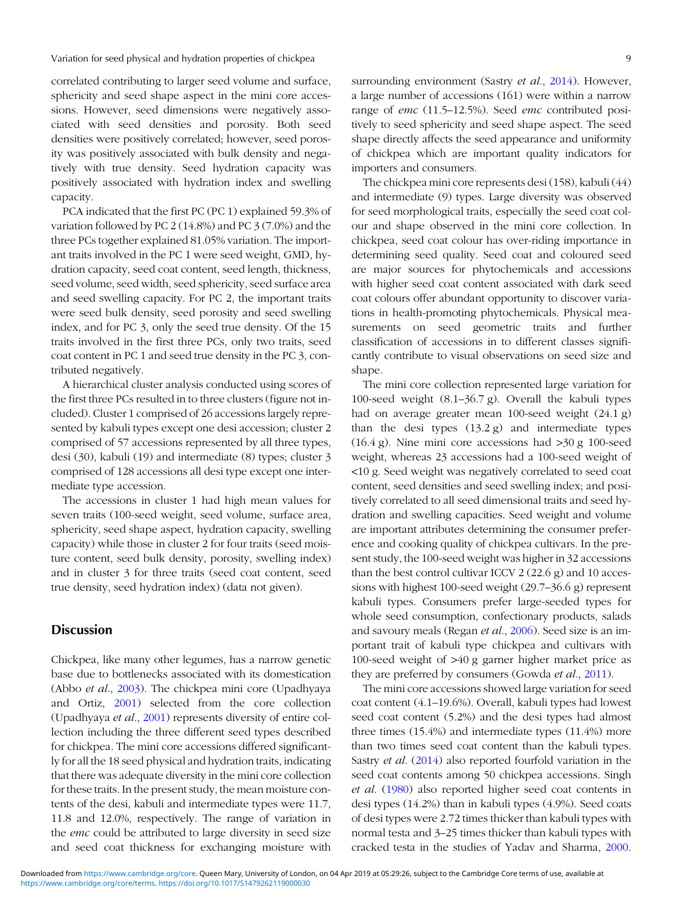correlated contributing to larger seed volume and surface, sphericity and seed shape aspect in the mini core accessions. However, seed dimensions were negatively associated with seed densities and porosity. Both seed densities were positively correlated; however, seed porosity was positively associated with bulk density and negatively with true density. Seed hydration capacity was positively associated with hydration index and swelling capacity.

PCA indicated that the first PC (PC 1) explained 59.3% of variation followed by PC 2 (14.8%) and PC 3 (7.0%) and the three PCs together explained 81.05% variation. The important traits involved in the PC 1 were seed weight, GMD, hydration capacity, seed coat content, seed length, thickness, seed volume, seed width, seed sphericity, seed surface area and seed swelling capacity. For PC 2, the important traits were seed bulk density, seed porosity and seed swelling index, and for PC 3, only the seed true density. Of the 15 traits involved in the first three PCs, only two traits, seed coat content in PC 1 and seed true density in the PC 3, contributed negatively.

A hierarchical cluster analysis conducted using scores of the first three PCs resulted in to three clusters (figure not included). Cluster 1 comprised of 26 accessions largely represented by kabuli types except one desi accession; cluster 2 comprised of 57 accessions represented by all three types, desi (30), kabuli (19) and intermediate (8) types; cluster 3 comprised of 128 accessions all desi type except one intermediate type accession.

The accessions in cluster 1 had high mean values for seven traits (100-seed weight, seed volume, surface area, sphericity, seed shape aspect, hydration capacity, swelling capacity) while those in cluster 2 for four traits (seed moisture content, seed bulk density, porosity, swelling index) and in cluster 3 for three traits (seed coat content, seed true density, seed hydration index) (data not given).

## Discussion

Chickpea, like many other legumes, has a narrow genetic base due to bottlenecks associated with its domestication (Abbo *et al.*, 2003). The chickpea mini core (Upadhyaya and Ortiz, 2001) selected from the core collection (Upadhyaya *et al.*, 2001) represents diversity of entire collection including the three different seed types described for chickpea. The mini core accessions differed significantly for all the 18 seed physical and hydration traits, indicating that there was adequate diversity in the mini core collection for these traits. In the present study, the mean moisture contents of the desi, kabuli and intermediate types were 11.7, 11.8 and 12.0%, respectively. The range of variation in the *emc* could be attributed to large diversity in seed size and seed coat thickness for exchanging moisture with surrounding environment (Sastry *et al.*, 2014). However, a large number of accessions (161) were within a narrow range of *emc* (11.5–12.5%). Seed *emc* contributed positively to seed sphericity and seed shape aspect. The seed shape directly affects the seed appearance and uniformity of chickpea which are important quality indicators for importers and consumers.

The chickpea mini core represents desi (158), kabuli (44) and intermediate (9) types. Large diversity was observed for seed morphological traits, especially the seed coat colour and shape observed in the mini core collection. In chickpea, seed coat colour has over-riding importance in determining seed quality. Seed coat and coloured seed are major sources for phytochemicals and accessions with higher seed coat content associated with dark seed coat colours offer abundant opportunity to discover variations in health-promoting phytochemicals. Physical measurements on seed geometric traits and further classification of accessions in to different classes significantly contribute to visual observations on seed size and shape.

The mini core collection represented large variation for 100-seed weight (8.1–36.7 g). Overall the kabuli types had on average greater mean 100-seed weight (24.1 g) than the desi types (13.2 g) and intermediate types (16.4 g). Nine mini core accessions had >30 g 100-seed weight, whereas 23 accessions had a 100-seed weight of <10 g. Seed weight was negatively correlated to seed coat content, seed densities and seed swelling index; and positively correlated to all seed dimensional traits and seed hydration and swelling capacities. Seed weight and volume are important attributes determining the consumer preference and cooking quality of chickpea cultivars. In the present study, the 100-seed weight was higher in 32 accessions than the best control cultivar ICCV 2 (22.6 g) and 10 accessions with highest 100-seed weight (29.7–36.6 g) represent kabuli types. Consumers prefer large-seeded types for whole seed consumption, confectionary products, salads and savoury meals (Regan *et al.*, 2006). Seed size is an important trait of kabuli type chickpea and cultivars with 100-seed weight of >40 g garner higher market price as they are preferred by consumers (Gowda *et al.*, 2011).

The mini core accessions showed large variation for seed coat content (4.1–19.6%). Overall, kabuli types had lowest seed coat content (5.2%) and the desi types had almost three times (15.4%) and intermediate types (11.4%) more than two times seed coat content than the kabuli types. Sastry *et al.* (2014) also reported fourfold variation in the seed coat contents among 50 chickpea accessions. Singh *et al.* (1980) also reported higher seed coat contents in desi types (14.2%) than in kabuli types (4.9%). Seed coats of desi types were 2.72 times thicker than kabuli types with normal testa and 3–25 times thicker than kabuli types with cracked testa in the studies of Yadav and Sharma, 2000.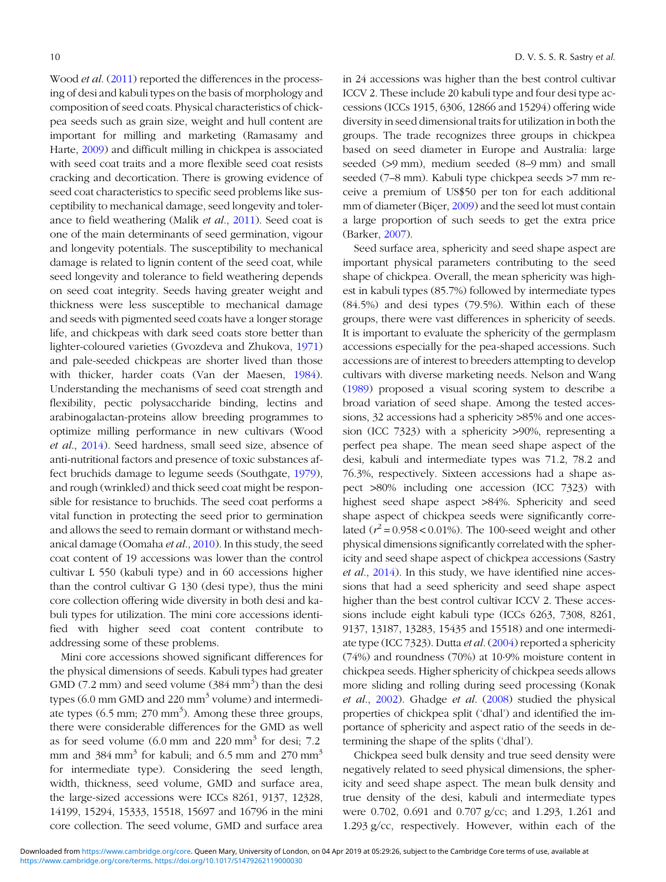Wood *et al*. (2011) reported the differences in the processing of desi and kabuli types on the basis of morphology and composition of seed coats. Physical characteristics of chickpea seeds such as grain size, weight and hull content are important for milling and marketing (Ramasamy and Harte, 2009) and difficult milling in chickpea is associated with seed coat traits and a more flexible seed coat resists cracking and decortication. There is growing evidence of seed coat characteristics to specific seed problems like susceptibility to mechanical damage, seed longevity and tolerance to field weathering (Malik *et al*., 2011). Seed coat is one of the main determinants of seed germination, vigour and longevity potentials. The susceptibility to mechanical damage is related to lignin content of the seed coat, while seed longevity and tolerance to field weathering depends on seed coat integrity. Seeds having greater weight and thickness were less susceptible to mechanical damage and seeds with pigmented seed coats have a longer storage life, and chickpeas with dark seed coats store better than lighter-coloured varieties (Gvozdeva and Zhukova, 1971) and pale-seeded chickpeas are shorter lived than those with thicker, harder coats (Van der Maesen, 1984). Understanding the mechanisms of seed coat strength and flexibility, pectic polysaccharide binding, lectins and arabinogalactan-proteins allow breeding programmes to optimize milling performance in new cultivars (Wood *et al*., 2014). Seed hardness, small seed size, absence of anti-nutritional factors and presence of toxic substances affect bruchids damage to legume seeds (Southgate, 1979), and rough (wrinkled) and thick seed coat might be responsible for resistance to bruchids. The seed coat performs a vital function in protecting the seed prior to germination and allows the seed to remain dormant or withstand mechanical damage (Oomaha *et al*., 2010). In this study, the seed coat content of 19 accessions was lower than the control cultivar L 550 (kabuli type) and in 60 accessions higher than the control cultivar G 130 (desi type), thus the mini core collection offering wide diversity in both desi and kabuli types for utilization. The mini core accessions identified with higher seed coat content contribute to addressing some of these problems.

Mini core accessions showed significant differences for the physical dimensions of seeds. Kabuli types had greater GMD (7.2 mm) and seed volume (384 mm$^3$) than the desi types (6.0 mm GMD and 220 mm$^3$ volume) and intermediate types (6.5 mm; 270 mm$^3$). Among these three groups, there were considerable differences for the GMD as well as for seed volume (6.0 mm and 220 mm$^3$ for desi; 7.2 mm and 384 mm$^3$ for kabuli; and 6.5 mm and 270 mm$^3$ for intermediate type). Considering the seed length, width, thickness, seed volume, GMD and surface area, the large-sized accessions were ICCs 8261, 9137, 12328, 14199, 15294, 15333, 15518, 15697 and 16796 in the mini core collection. The seed volume, GMD and surface area in 24 accessions was higher than the best control cultivar ICCV 2. These include 20 kabuli type and four desi type accessions (ICCs 1915, 6306, 12866 and 15294) offering wide diversity in seed dimensional traits for utilization in both the groups. The trade recognizes three groups in chickpea based on seed diameter in Europe and Australia: large seeded (>9 mm), medium seeded (8–9 mm) and small seeded (7–8 mm). Kabuli type chickpea seeds >7 mm receive a premium of US$50 per ton for each additional mm of diameter (Biçer, 2009) and the seed lot must contain a large proportion of such seeds to get the extra price (Barker, 2007).

Seed surface area, sphericity and seed shape aspect are important physical parameters contributing to the seed shape of chickpea. Overall, the mean sphericity was highest in kabuli types (85.7%) followed by intermediate types (84.5%) and desi types (79.5%). Within each of these groups, there were vast differences in sphericity of seeds. It is important to evaluate the sphericity of the germplasm accessions especially for the pea-shaped accessions. Such accessions are of interest to breeders attempting to develop cultivars with diverse marketing needs. Nelson and Wang (1989) proposed a visual scoring system to describe a broad variation of seed shape. Among the tested accessions, 32 accessions had a sphericity >85% and one accession (ICC 7323) with a sphericity >90%, representing a perfect pea shape. The mean seed shape aspect of the desi, kabuli and intermediate types was 71.2, 78.2 and 76.3%, respectively. Sixteen accessions had a shape aspect >80% including one accession (ICC 7323) with highest seed shape aspect >84%. Sphericity and seed shape aspect of chickpea seeds were significantly correlated ($r^2 = 0.958 < 0.01\%$). The 100-seed weight and other physical dimensions significantly correlated with the sphericity and seed shape aspect of chickpea accessions (Sastry *et al*., 2014). In this study, we have identified nine accessions that had a seed sphericity and seed shape aspect higher than the best control cultivar ICCV 2. These accessions include eight kabuli type (ICCs 6263, 7308, 8261, 9137, 13187, 13283, 15435 and 15518) and one intermediate type (ICC 7323). Dutta *et al*. (2004) reported a sphericity (74%) and roundness (70%) at 10·9% moisture content in chickpea seeds. Higher sphericity of chickpea seeds allows more sliding and rolling during seed processing (Konak *et al*., 2002). Ghadge *et al*. (2008) studied the physical properties of chickpea split ('dhal') and identified the importance of sphericity and aspect ratio of the seeds in determining the shape of the splits ('dhal').

Chickpea seed bulk density and true seed density were negatively related to seed physical dimensions, the sphericity and seed shape aspect. The mean bulk density and true density of the desi, kabuli and intermediate types were 0.702, 0.691 and 0.707 g/cc; and 1.293, 1.261 and 1.293 g/cc, respectively. However, within each of the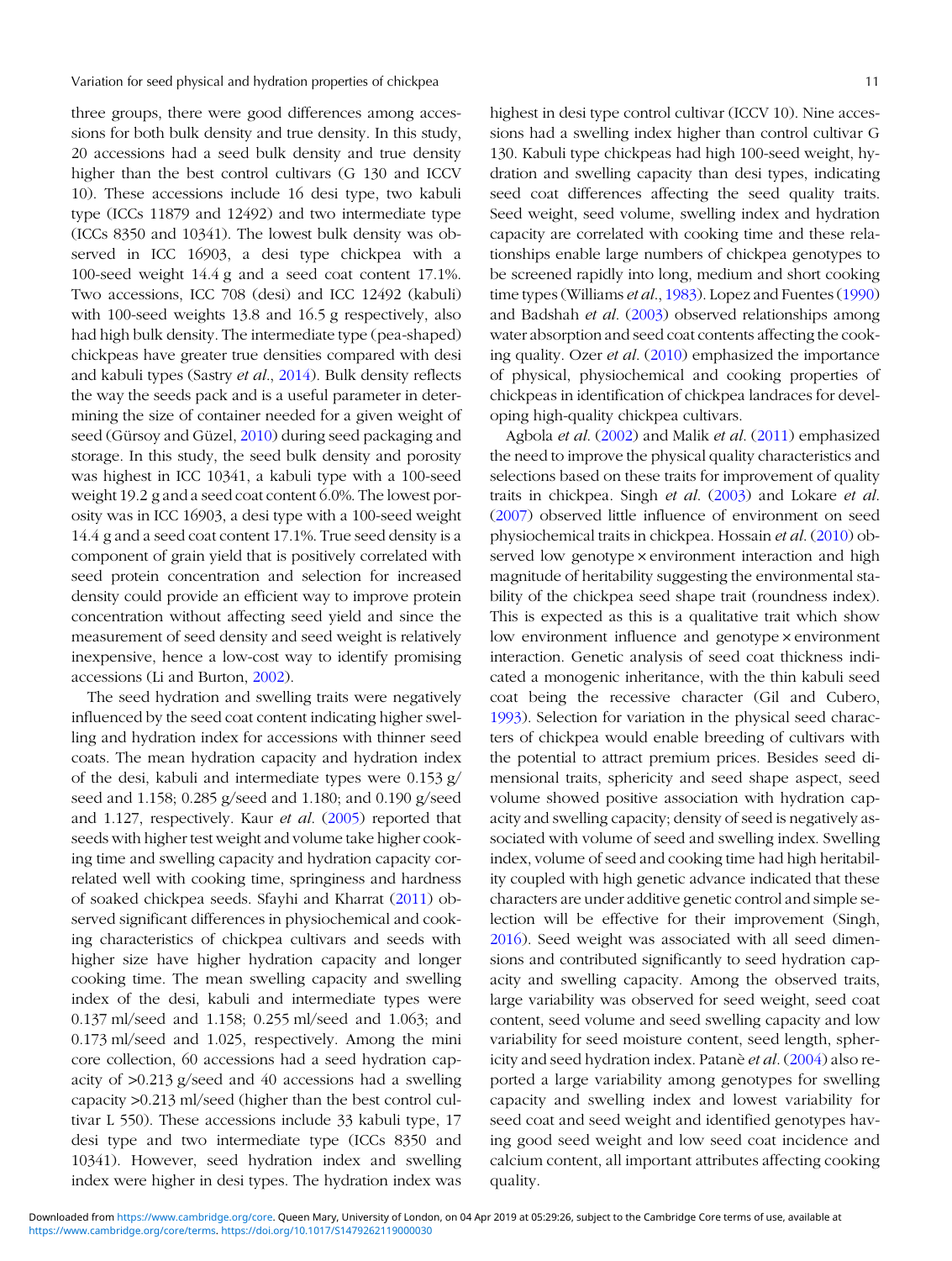three groups, there were good differences among accessions for both bulk density and true density. In this study, 20 accessions had a seed bulk density and true density higher than the best control cultivars (G 130 and ICCV 10). These accessions include 16 desi type, two kabuli type (ICCs 11879 and 12492) and two intermediate type (ICCs 8350 and 10341). The lowest bulk density was observed in ICC 16903, a desi type chickpea with a 100-seed weight 14.4 g and a seed coat content 17.1%. Two accessions, ICC 708 (desi) and ICC 12492 (kabuli) with 100-seed weights 13.8 and 16.5 g respectively, also had high bulk density. The intermediate type (pea-shaped) chickpeas have greater true densities compared with desi and kabuli types (Sastry *et al*., 2014). Bulk density reflects the way the seeds pack and is a useful parameter in determining the size of container needed for a given weight of seed (Gürsoy and Güzel, 2010) during seed packaging and storage. In this study, the seed bulk density and porosity was highest in ICC 10341, a kabuli type with a 100-seed weight 19.2 g and a seed coat content 6.0%. The lowest porosity was in ICC 16903, a desi type with a 100-seed weight 14.4 g and a seed coat content 17.1%. True seed density is a component of grain yield that is positively correlated with seed protein concentration and selection for increased density could provide an efficient way to improve protein concentration without affecting seed yield and since the measurement of seed density and seed weight is relatively inexpensive, hence a low-cost way to identify promising accessions (Li and Burton, 2002).

The seed hydration and swelling traits were negatively influenced by the seed coat content indicating higher swelling and hydration index for accessions with thinner seed coats. The mean hydration capacity and hydration index of the desi, kabuli and intermediate types were 0.153 g/seed and 1.158; 0.285 g/seed and 1.180; and 0.190 g/seed and 1.127, respectively. Kaur *et al*. (2005) reported that seeds with higher test weight and volume take higher cooking time and swelling capacity and hydration capacity correlated well with cooking time, springiness and hardness of soaked chickpea seeds. Sfayhi and Kharrat (2011) observed significant differences in physiochemical and cooking characteristics of chickpea cultivars and seeds with higher size have higher hydration capacity and longer cooking time. The mean swelling capacity and swelling index of the desi, kabuli and intermediate types were 0.137 ml/seed and 1.158; 0.255 ml/seed and 1.063; and 0.173 ml/seed and 1.025, respectively. Among the mini core collection, 60 accessions had a seed hydration capacity of >0.213 g/seed and 40 accessions had a swelling capacity >0.213 ml/seed (higher than the best control cultivar L 550). These accessions include 33 kabuli type, 17 desi type and two intermediate type (ICCs 8350 and 10341). However, seed hydration index and swelling index were higher in desi types. The hydration index was highest in desi type control cultivar (ICCV 10). Nine accessions had a swelling index higher than control cultivar G 130. Kabuli type chickpeas had high 100-seed weight, hydration and swelling capacity than desi types, indicating seed coat differences affecting the seed quality traits. Seed weight, seed volume, swelling index and hydration capacity are correlated with cooking time and these relationships enable large numbers of chickpea genotypes to be screened rapidly into long, medium and short cooking time types (Williams *et al*., 1983). Lopez and Fuentes (1990) and Badshah *et al*. (2003) observed relationships among water absorption and seed coat contents affecting the cooking quality. Ozer *et al*. (2010) emphasized the importance of physical, physiochemical and cooking properties of chickpeas in identification of chickpea landraces for developing high-quality chickpea cultivars.

Agbola *et al*. (2002) and Malik *et al*. (2011) emphasized the need to improve the physical quality characteristics and selections based on these traits for improvement of quality traits in chickpea. Singh *et al*. (2003) and Lokare *et al*. (2007) observed little influence of environment on seed physiochemical traits in chickpea. Hossain *et al*. (2010) observed low genotype × environment interaction and high magnitude of heritability suggesting the environmental stability of the chickpea seed shape trait (roundness index). This is expected as this is a qualitative trait which show low environment influence and genotype × environment interaction. Genetic analysis of seed coat thickness indicated a monogenic inheritance, with the thin kabuli seed coat being the recessive character (Gil and Cubero, 1993). Selection for variation in the physical seed characters of chickpea would enable breeding of cultivars with the potential to attract premium prices. Besides seed dimensional traits, sphericity and seed shape aspect, seed volume showed positive association with hydration capacity and swelling capacity; density of seed is negatively associated with volume of seed and swelling index. Swelling index, volume of seed and cooking time had high heritability coupled with high genetic advance indicated that these characters are under additive genetic control and simple selection will be effective for their improvement (Singh, 2016). Seed weight was associated with all seed dimensions and contributed significantly to seed hydration capacity and swelling capacity. Among the observed traits, large variability was observed for seed weight, seed coat content, seed volume and seed swelling capacity and low variability for seed moisture content, seed length, sphericity and seed hydration index. Patanè *et al*. (2004) also reported a large variability among genotypes for swelling capacity and swelling index and lowest variability for seed coat and seed weight and identified genotypes having good seed weight and low seed coat incidence and calcium content, all important attributes affecting cooking quality.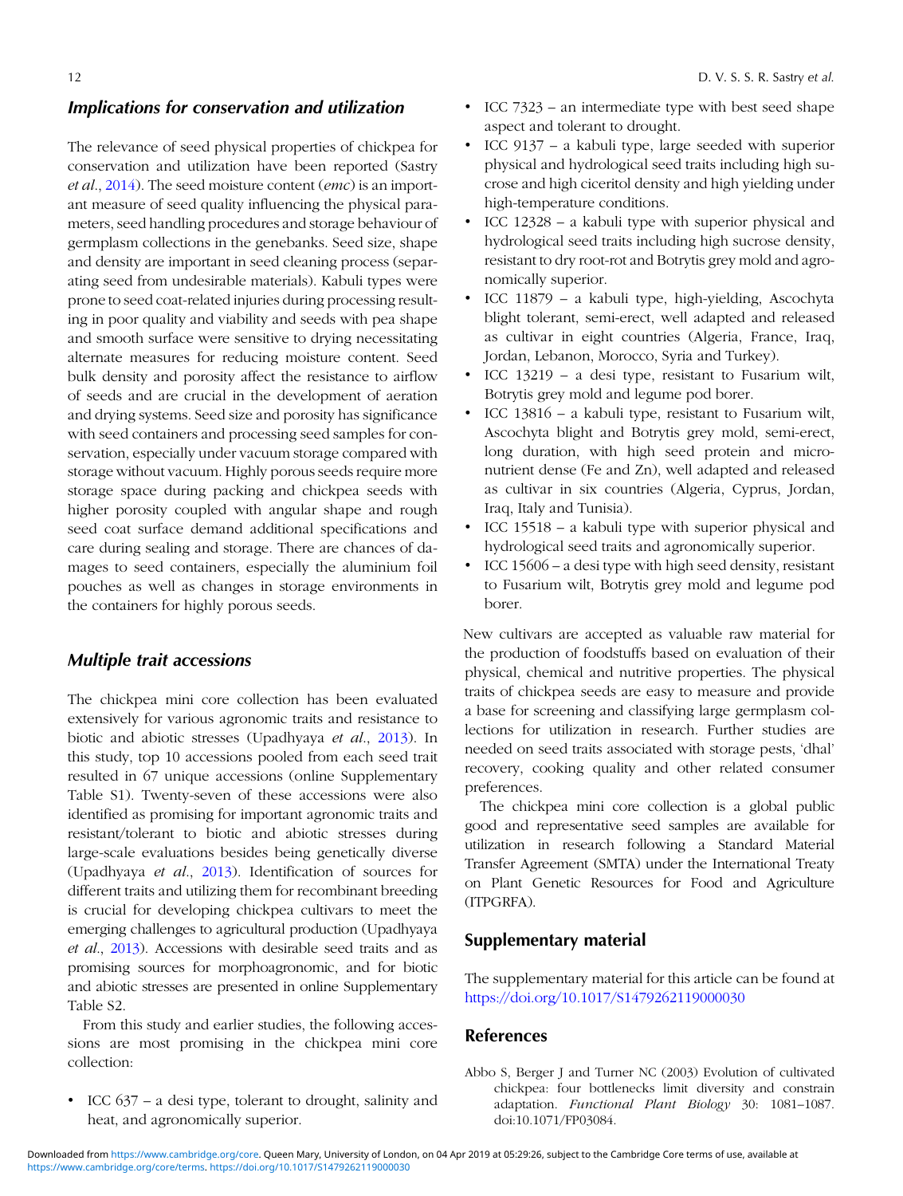## *Implications for conservation and utilization*

The relevance of seed physical properties of chickpea for conservation and utilization have been reported (Sastry *et al.*, 2014). The seed moisture content (*emc*) is an important measure of seed quality influencing the physical parameters, seed handling procedures and storage behaviour of germplasm collections in the genebanks. Seed size, shape and density are important in seed cleaning process (separating seed from undesirable materials). Kabuli types were prone to seed coat-related injuries during processing resulting in poor quality and viability and seeds with pea shape and smooth surface were sensitive to drying necessitating alternate measures for reducing moisture content. Seed bulk density and porosity affect the resistance to airflow of seeds and are crucial in the development of aeration and drying systems. Seed size and porosity has significance with seed containers and processing seed samples for conservation, especially under vacuum storage compared with storage without vacuum. Highly porous seeds require more storage space during packing and chickpea seeds with higher porosity coupled with angular shape and rough seed coat surface demand additional specifications and care during sealing and storage. There are chances of damages to seed containers, especially the aluminium foil pouches as well as changes in storage environments in the containers for highly porous seeds.

## *Multiple trait accessions*

The chickpea mini core collection has been evaluated extensively for various agronomic traits and resistance to biotic and abiotic stresses (Upadhyaya *et al.*, 2013). In this study, top 10 accessions pooled from each seed trait resulted in 67 unique accessions (online Supplementary Table S1). Twenty-seven of these accessions were also identified as promising for important agronomic traits and resistant/tolerant to biotic and abiotic stresses during large-scale evaluations besides being genetically diverse (Upadhyaya *et al.*, 2013). Identification of sources for different traits and utilizing them for recombinant breeding is crucial for developing chickpea cultivars to meet the emerging challenges to agricultural production (Upadhyaya *et al.*, 2013). Accessions with desirable seed traits and as promising sources for morphoagronomic, and for biotic and abiotic stresses are presented in online Supplementary Table S2.

From this study and earlier studies, the following accessions are most promising in the chickpea mini core collection:

- ICC 637 – a desi type, tolerant to drought, salinity and heat, and agronomically superior.
- ICC 7323 – an intermediate type with best seed shape aspect and tolerant to drought.
- ICC 9137 – a kabuli type, large seeded with superior physical and hydrological seed traits including high sucrose and high ciceritol density and high yielding under high-temperature conditions.
- ICC 12328 – a kabuli type with superior physical and hydrological seed traits including high sucrose density, resistant to dry root-rot and Botrytis grey mold and agronomically superior.
- ICC 11879 – a kabuli type, high-yielding, Ascochyta blight tolerant, semi-erect, well adapted and released as cultivar in eight countries (Algeria, France, Iraq, Jordan, Lebanon, Morocco, Syria and Turkey).
- ICC 13219 – a desi type, resistant to Fusarium wilt, Botrytis grey mold and legume pod borer.
- ICC 13816 – a kabuli type, resistant to Fusarium wilt, Ascochyta blight and Botrytis grey mold, semi-erect, long duration, with high seed protein and micronutrient dense (Fe and Zn), well adapted and released as cultivar in six countries (Algeria, Cyprus, Jordan, Iraq, Italy and Tunisia).
- ICC 15518 – a kabuli type with superior physical and hydrological seed traits and agronomically superior.
- ICC 15606 – a desi type with high seed density, resistant to Fusarium wilt, Botrytis grey mold and legume pod borer.

New cultivars are accepted as valuable raw material for the production of foodstuffs based on evaluation of their physical, chemical and nutritive properties. The physical traits of chickpea seeds are easy to measure and provide a base for screening and classifying large germplasm collections for utilization in research. Further studies are needed on seed traits associated with storage pests, 'dhal' recovery, cooking quality and other related consumer preferences.

The chickpea mini core collection is a global public good and representative seed samples are available for utilization in research following a Standard Material Transfer Agreement (SMTA) under the International Treaty on Plant Genetic Resources for Food and Agriculture (ITPGRFA).

## Supplementary material

The supplementary material for this article can be found at https://doi.org/10.1017/S1479262119000030

## References

Abbo S, Berger J and Turner NC (2003) Evolution of cultivated chickpea: four bottlenecks limit diversity and constrain adaptation. *Functional Plant Biology* 30: 1081–1087. doi:10.1071/FP03084.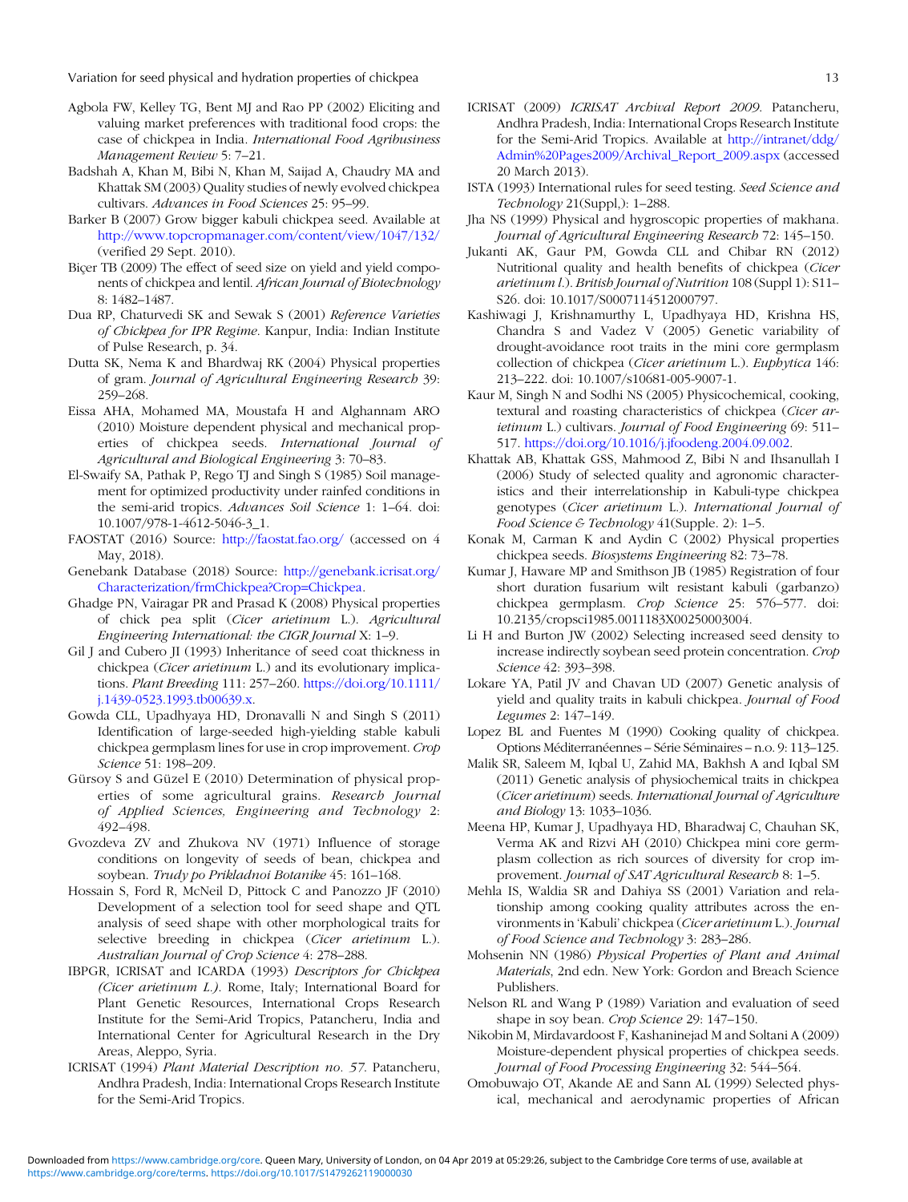Agbola FW, Kelley TG, Bent MJ and Rao PP (2002) Eliciting and valuing market preferences with traditional food crops: the case of chickpea in India. *International Food Agribusiness Management Review* 5: 7–21.

Badshah A, Khan M, Bibi N, Khan M, Saijad A, Chaudry MA and Khattak SM (2003) Quality studies of newly evolved chickpea cultivars. *Advances in Food Sciences* 25: 95–99.

Barker B (2007) Grow bigger kabuli chickpea seed. Available at http://www.topcropmanager.com/content/view/1047/132/ (verified 29 Sept. 2010).

Biçer TB (2009) The effect of seed size on yield and yield components of chickpea and lentil. *African Journal of Biotechnology* 8: 1482–1487.

Dua RP, Chaturvedi SK and Sewak S (2001) *Reference Varieties of Chickpea for IPR Regime*. Kanpur, India: Indian Institute of Pulse Research, p. 34.

Dutta SK, Nema K and Bhardwaj RK (2004) Physical properties of gram. *Journal of Agricultural Engineering Research* 39: 259–268.

Eissa AHA, Mohamed MA, Moustafa H and Alghannam ARO (2010) Moisture dependent physical and mechanical properties of chickpea seeds. *International Journal of Agricultural and Biological Engineering* 3: 70–83.

El-Swaify SA, Pathak P, Rego TJ and Singh S (1985) Soil management for optimized productivity under rainfed conditions in the semi-arid tropics. *Advances Soil Science* 1: 1–64. doi: 10.1007/978-1-4612-5046-3_1.

FAOSTAT (2016) Source: http://faostat.fao.org/ (accessed on 4 May, 2018).

Genebank Database (2018) Source: http://genebank.icrisat.org/Characterization/frmChickpea?Crop=Chickpea.

Ghadge PN, Vairagar PR and Prasad K (2008) Physical properties of chick pea split (*Cicer arietinum* L.). *Agricultural Engineering International: the CIGR Journal* X: 1–9.

Gil J and Cubero JI (1993) Inheritance of seed coat thickness in chickpea (*Cicer arietinum* L.) and its evolutionary implications. *Plant Breeding* 111: 257–260. https://doi.org/10.1111/j.1439-0523.1993.tb00639.x.

Gowda CLL, Upadhyaya HD, Dronavalli N and Singh S (2011) Identification of large-seeded high-yielding stable kabuli chickpea germplasm lines for use in crop improvement. *Crop Science* 51: 198–209.

Gürsoy S and Güzel E (2010) Determination of physical properties of some agricultural grains. *Research Journal of Applied Sciences, Engineering and Technology* 2: 492–498.

Gvozdeva ZV and Zhukova NV (1971) Influence of storage conditions on longevity of seeds of bean, chickpea and soybean. *Trudy po Prikladnoi Botanike* 45: 161–168.

Hossain S, Ford R, McNeil D, Pittock C and Panozzo JF (2010) Development of a selection tool for seed shape and QTL analysis of seed shape with other morphological traits for selective breeding in chickpea (*Cicer arietinum* L.). *Australian Journal of Crop Science* 4: 278–288.

IBPGR, ICRISAT and ICARDA (1993) *Descriptors for Chickpea (Cicer arietinum L.)*. Rome, Italy; International Board for Plant Genetic Resources, International Crops Research Institute for the Semi-Arid Tropics, Patancheru, India and International Center for Agricultural Research in the Dry Areas, Aleppo, Syria.

ICRISAT (1994) *Plant Material Description no. 57*. Patancheru, Andhra Pradesh, India: International Crops Research Institute for the Semi-Arid Tropics.

ICRISAT (2009) *ICRISAT Archival Report 2009*. Patancheru, Andhra Pradesh, India: International Crops Research Institute for the Semi-Arid Tropics. Available at http://intranet/ddg/Admin%20Pages2009/Archival_Report_2009.aspx (accessed 20 March 2013).

ISTA (1993) International rules for seed testing. *Seed Science and Technology* 21(Suppl,): 1–288.

Jha NS (1999) Physical and hygroscopic properties of makhana. *Journal of Agricultural Engineering Research* 72: 145–150.

Jukanti AK, Gaur PM, Gowda CLL and Chibar RN (2012) Nutritional quality and health benefits of chickpea (*Cicer arietinum l.*). *British Journal of Nutrition* 108 (Suppl 1): S11–S26. doi: 10.1017/S0007114512000797.

Kashiwagi J, Krishnamurthy L, Upadhyaya HD, Krishna HS, Chandra S and Vadez V (2005) Genetic variability of drought-avoidance root traits in the mini core germplasm collection of chickpea (*Cicer arietinum* L.). *Euphytica* 146: 213–222. doi: 10.1007/s10681-005-9007-1.

Kaur M, Singh N and Sodhi NS (2005) Physicochemical, cooking, textural and roasting characteristics of chickpea (*Cicer arietinum* L.) cultivars. *Journal of Food Engineering* 69: 511–517. https://doi.org/10.1016/j.jfoodeng.2004.09.002.

Khattak AB, Khattak GSS, Mahmood Z, Bibi N and Ihsanullah I (2006) Study of selected quality and agronomic characteristics and their interrelationship in Kabuli-type chickpea genotypes (*Cicer arietinum* L.). *International Journal of Food Science & Technology* 41(Supple. 2): 1–5.

Konak M, Carman K and Aydin C (2002) Physical properties chickpea seeds. *Biosystems Engineering* 82: 73–78.

Kumar J, Haware MP and Smithson JB (1985) Registration of four short duration fusarium wilt resistant kabuli (garbanzo) chickpea germplasm. *Crop Science* 25: 576–577. doi: 10.2135/cropsci1985.0011183X00250003004.

Li H and Burton JW (2002) Selecting increased seed density to increase indirectly soybean seed protein concentration. *Crop Science* 42: 393–398.

Lokare YA, Patil JV and Chavan UD (2007) Genetic analysis of yield and quality traits in kabuli chickpea. *Journal of Food Legumes* 2: 147–149.

Lopez BL and Fuentes M (1990) Cooking quality of chickpea. Options Méditerranéennes – Série Séminaires – n.o. 9: 113–125.

Malik SR, Saleem M, Iqbal U, Zahid MA, Bakhsh A and Iqbal SM (2011) Genetic analysis of physiochemical traits in chickpea (*Cicer arietinum*) seeds. *International Journal of Agriculture and Biology* 13: 1033–1036.

Meena HP, Kumar J, Upadhyaya HD, Bharadwaj C, Chauhan SK, Verma AK and Rizvi AH (2010) Chickpea mini core germplasm collection as rich sources of diversity for crop improvement. *Journal of SAT Agricultural Research* 8: 1–5.

Mehla IS, Waldia SR and Dahiya SS (2001) Variation and relationship among cooking quality attributes across the environments in 'Kabuli' chickpea (*Cicer arietinum* L.). *Journal of Food Science and Technology* 3: 283–286.

Mohsenin NN (1986) *Physical Properties of Plant and Animal Materials*, 2nd edn. New York: Gordon and Breach Science Publishers.

Nelson RL and Wang P (1989) Variation and evaluation of seed shape in soy bean. *Crop Science* 29: 147–150.

Nikobin M, Mirdavardoost F, Kashaninejad M and Soltani A (2009) Moisture-dependent physical properties of chickpea seeds. *Journal of Food Processing Engineering* 32: 544–564.

Omobuwajo OT, Akande AE and Sann AL (1999) Selected physical, mechanical and aerodynamic properties of African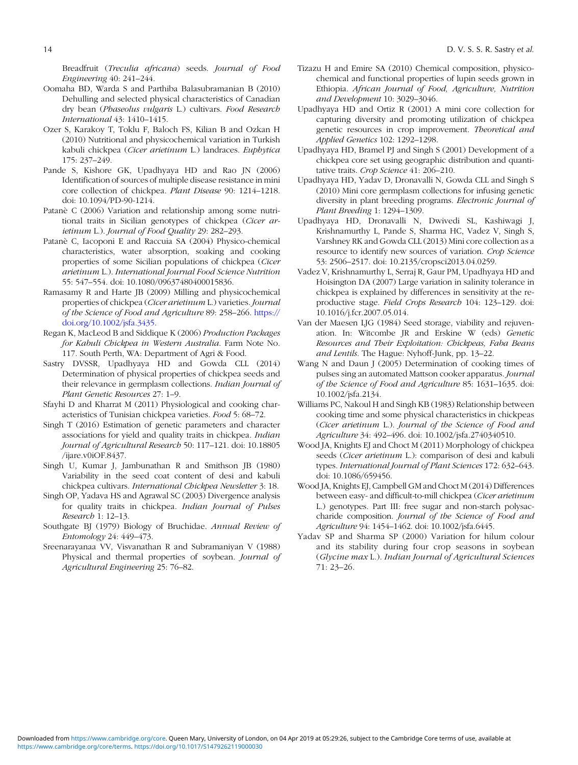Breadfruit (*Treculia africana*) seeds. *Journal of Food Engineering* 40: 241–244.

Oomaha BD, Warda S and Parthiba Balasubramanian B (2010) Dehulling and selected physical characteristics of Canadian dry bean (*Phaseolus vulgaris* L.) cultivars. *Food Research International* 43: 1410–1415.

Ozer S, Karakoy T, Toklu F, Baloch FS, Kilian B and Ozkan H (2010) Nutritional and physicochemical variation in Turkish kabuli chickpea (*Cicer arietinum* L.) landraces. *Euphytica* 175: 237–249.

Pande S, Kishore GK, Upadhyaya HD and Rao JN (2006) Identification of sources of multiple disease resistance in mini core collection of chickpea. *Plant Disease* 90: 1214–1218. doi: 10.1094/PD-90-1214.

Patanè C (2006) Variation and relationship among some nutritional traits in Sicilian genotypes of chickpea (*Cicer arietinum* L.). *Journal of Food Quality* 29: 282–293.

Patanè C, Iacoponi E and Raccuia SA (2004) Physico-chemical characteristics, water absorption, soaking and cooking properties of some Sicilian populations of chickpea (*Cicer arietinum* L.). *International Journal Food Science Nutrition* 55: 547–554. doi: 10.1080/09637480400015836.

Ramasamy R and Harte JB (2009) Milling and physicochemical properties of chickpea (*Cicer arietinum* L.) varieties. *Journal of the Science of Food and Agriculture* 89: 258–266. https://doi.org/10.1002/jsfa.3435.

Regan K, MacLeod B and Siddique K (2006) *Production Packages for Kabuli Chickpea in Western Australia*. Farm Note No. 117. South Perth, WA: Department of Agri & Food.

Sastry DVSSR, Upadhyaya HD and Gowda CLL (2014) Determination of physical properties of chickpea seeds and their relevance in germplasm collections. *Indian Journal of Plant Genetic Resources* 27: 1–9.

Sfayhi D and Kharrat M (2011) Physiological and cooking characteristics of Tunisian chickpea varieties. *Food* 5: 68–72.

Singh T (2016) Estimation of genetic parameters and character associations for yield and quality traits in chickpea. *Indian Journal of Agricultural Research* 50: 117–121. doi: 10.18805/ijare.v0iOF.8437.

Singh U, Kumar J, Jambunathan R and Smithson JB (1980) Variability in the seed coat content of desi and kabuli chickpea cultivars. *International Chickpea Newsletter* 3: 18.

Singh OP, Yadava HS and Agrawal SC (2003) Divergence analysis for quality traits in chickpea. *Indian Journal of Pulses Research* 1: 12–13.

Southgate BJ (1979) Biology of Bruchidae. *Annual Review of Entomology* 24: 449–473.

Sreenarayanaa VV, Visvanathan R and Subramaniyan V (1988) Physical and thermal properties of soybean. *Journal of Agricultural Engineering* 25: 76–82.

Tizazu H and Emire SA (2010) Chemical composition, physicochemical and functional properties of lupin seeds grown in Ethiopia. *African Journal of Food, Agriculture, Nutrition and Development* 10: 3029–3046.

Upadhyaya HD and Ortiz R (2001) A mini core collection for capturing diversity and promoting utilization of chickpea genetic resources in crop improvement. *Theoretical and Applied Genetics* 102: 1292–1298.

Upadhyaya HD, Bramel PJ and Singh S (2001) Development of a chickpea core set using geographic distribution and quantitative traits. *Crop Science* 41: 206–210.

Upadhyaya HD, Yadav D, Dronavalli N, Gowda CLL and Singh S (2010) Mini core germplasm collections for infusing genetic diversity in plant breeding programs. *Electronic Journal of Plant Breeding* 1: 1294–1309.

Upadhyaya HD, Dronavalli N, Dwivedi SL, Kashiwagi J, Krishnamurthy L, Pande S, Sharma HC, Vadez V, Singh S, Varshney RK and Gowda CLL (2013) Mini core collection as a resource to identify new sources of variation. *Crop Science* 53: 2506–2517. doi: 10.2135/cropsci2013.04.0259.

Vadez V, Krishnamurthy L, Serraj R, Gaur PM, Upadhyaya HD and Hoisington DA (2007) Large variation in salinity tolerance in chickpea is explained by differences in sensitivity at the reproductive stage. *Field Crops Research* 104: 123–129. doi: 10.1016/j.fcr.2007.05.014.

Van der Maesen LJG (1984) Seed storage, viability and rejuvenation. In: Witcombe JR and Erskine W (eds) *Genetic Resources and Their Exploitation: Chickpeas, Faba Beans and Lentils*. The Hague: Nyhoff-Junk, pp. 13–22.

Wang N and Daun J (2005) Determination of cooking times of pulses sing an automated Mattson cooker apparatus. *Journal of the Science of Food and Agriculture* 85: 1631–1635. doi: 10.1002/jsfa.2134.

Williams PC, Nakoul H and Singh KB (1983) Relationship between cooking time and some physical characteristics in chickpeas (*Cicer arietinum* L.). *Journal of the Science of Food and Agriculture* 34: 492–496. doi: 10.1002/jsfa.2740340510.

Wood JA, Knights EJ and Choct M (2011) Morphology of chickpea seeds (*Cicer arietinum* L.): comparison of desi and kabuli types. *International Journal of Plant Sciences* 172: 632–643. doi: 10.1086/659456.

Wood JA, Knights EJ, Campbell GM and Choct M (2014) Differences between easy- and difficult-to-mill chickpea (*Cicer arietinum* L.) genotypes. Part III: free sugar and non-starch polysaccharide composition. *Journal of the Science of Food and Agriculture* 94: 1454–1462. doi: 10.1002/jsfa.6445.

Yadav SP and Sharma SP (2000) Variation for hilum colour and its stability during four crop seasons in soybean (*Glycine max* L.). *Indian Journal of Agricultural Sciences* 71: 23–26.